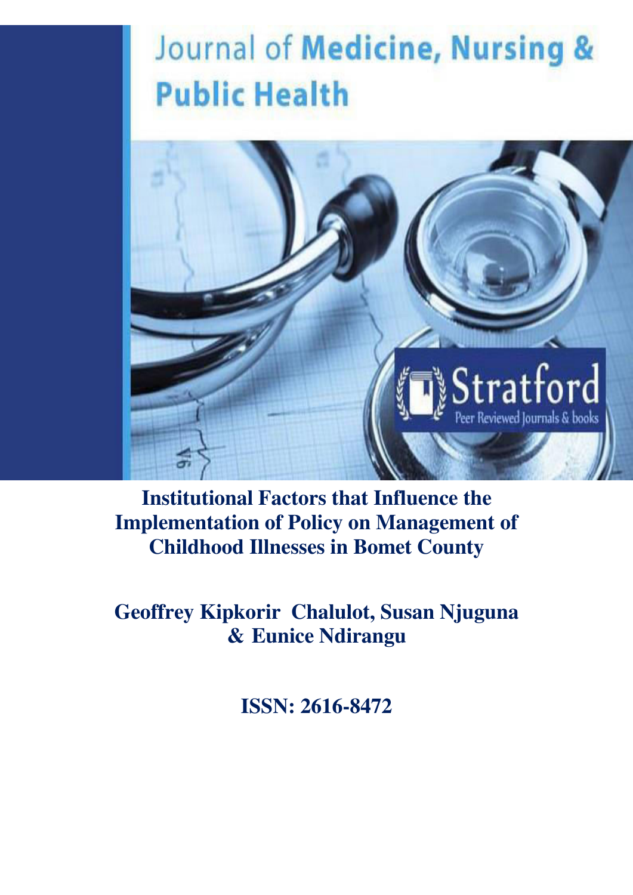Journal of **Medicine, Nursing & Public Health**

Stratford

Peer Reviewed Journals & books

# Institutional Factors that Influence the Implementation of Policy on Management of Childhood Illnesses in Bomet County

**Geoffrey Kipkorir Chalulot, Susan Njuguna & Eunice Ndirangu**

**ISSN: 2616-8472**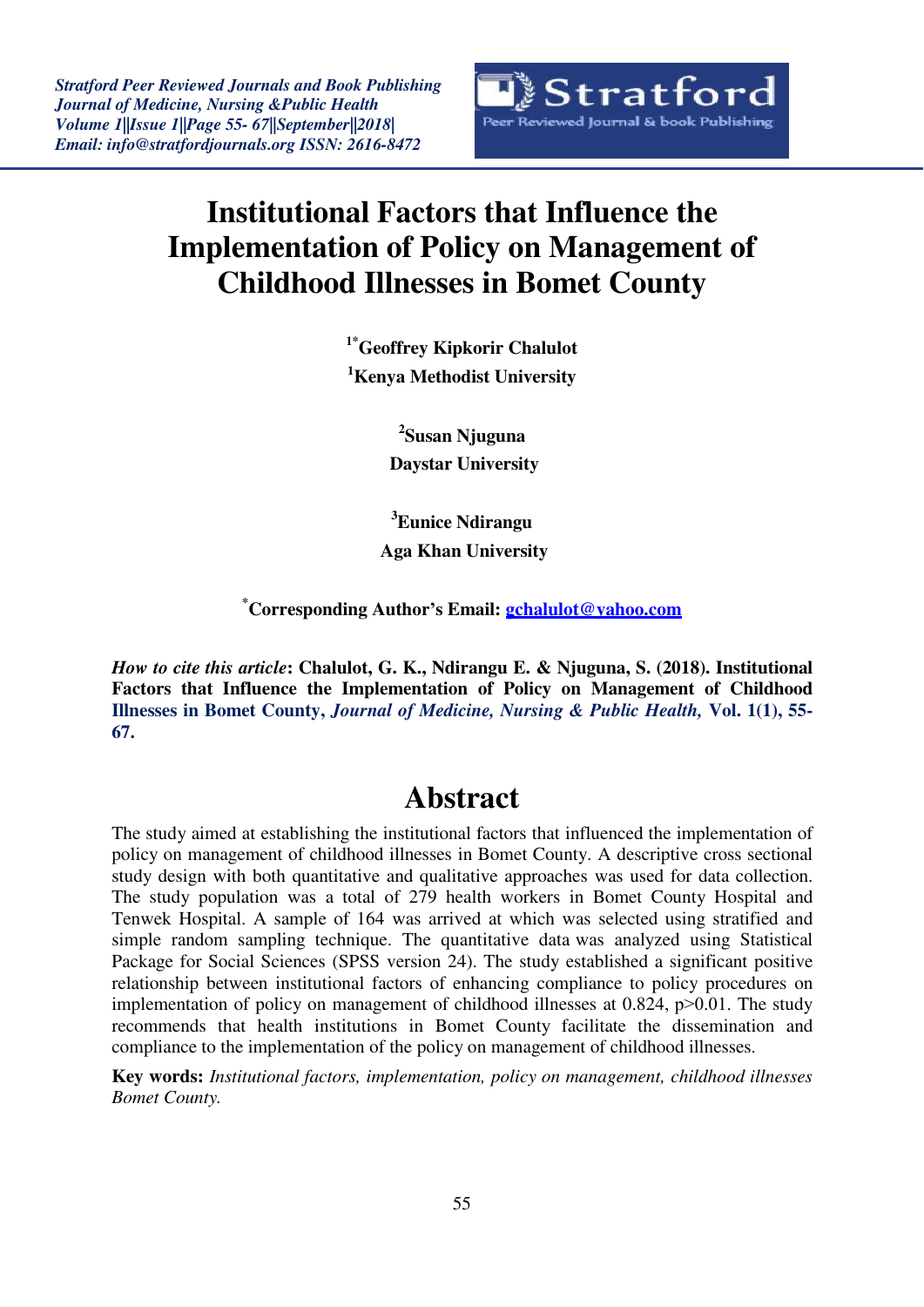# Institutional Factors that Influence the Implementation of Policy on Management of Childhood Illnesses in Bomet County

**[1*]Geoffrey Kipkorir Chalulot**
**[1]Kenya Methodist University**

**[2]Susan Njuguna**
**Daystar University**

**[3]Eunice Ndirangu**
**Aga Khan University**

**[*]Corresponding Author's Email: gchalulot@yahoo.com**

***How to cite this article*: Chalulot, G. K., Ndirangu E. & Njuguna, S. (2018). Institutional Factors that Influence the Implementation of Policy on Management of Childhood Illnesses in Bomet County, *Journal of Medicine, Nursing & Public Health,* Vol. 1(1), 55-67.**

## Abstract

The study aimed at establishing the institutional factors that influenced the implementation of policy on management of childhood illnesses in Bomet County. A descriptive cross sectional study design with both quantitative and qualitative approaches was used for data collection. The study population was a total of 279 health workers in Bomet County Hospital and Tenwek Hospital. A sample of 164 was arrived at which was selected using stratified and simple random sampling technique. The quantitative data was analyzed using Statistical Package for Social Sciences (SPSS version 24). The study established a significant positive relationship between institutional factors of enhancing compliance to policy procedures on implementation of policy on management of childhood illnesses at 0.824, $p>0.01$. The study recommends that health institutions in Bomet County facilitate the dissemination and compliance to the implementation of the policy on management of childhood illnesses.

**Key words:** *Institutional factors, implementation, policy on management, childhood illnesses Bomet County.*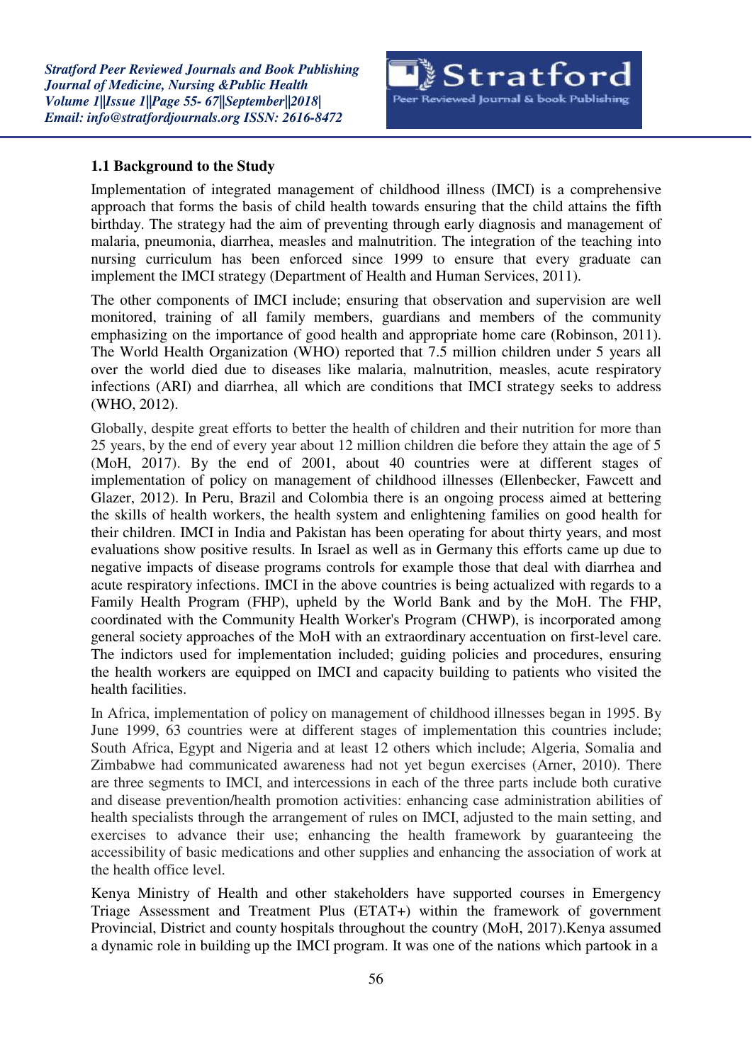### 1.1 Background to the Study

Implementation of integrated management of childhood illness (IMCI) is a comprehensive approach that forms the basis of child health towards ensuring that the child attains the fifth birthday. The strategy had the aim of preventing through early diagnosis and management of malaria, pneumonia, diarrhea, measles and malnutrition. The integration of the teaching into nursing curriculum has been enforced since 1999 to ensure that every graduate can implement the IMCI strategy (Department of Health and Human Services, 2011).

The other components of IMCI include; ensuring that observation and supervision are well monitored, training of all family members, guardians and members of the community emphasizing on the importance of good health and appropriate home care (Robinson, 2011). The World Health Organization (WHO) reported that 7.5 million children under 5 years all over the world died due to diseases like malaria, malnutrition, measles, acute respiratory infections (ARI) and diarrhea, all which are conditions that IMCI strategy seeks to address (WHO, 2012).

Globally, despite great efforts to better the health of children and their nutrition for more than 25 years, by the end of every year about 12 million children die before they attain the age of 5 (MoH, 2017). By the end of 2001, about 40 countries were at different stages of implementation of policy on management of childhood illnesses (Ellenbecker, Fawcett and Glazer, 2012). In Peru, Brazil and Colombia there is an ongoing process aimed at bettering the skills of health workers, the health system and enlightening families on good health for their children. IMCI in India and Pakistan has been operating for about thirty years, and most evaluations show positive results. In Israel as well as in Germany this efforts came up due to negative impacts of disease programs controls for example those that deal with diarrhea and acute respiratory infections. IMCI in the above countries is being actualized with regards to a Family Health Program (FHP), upheld by the World Bank and by the MoH. The FHP, coordinated with the Community Health Worker's Program (CHWP), is incorporated among general society approaches of the MoH with an extraordinary accentuation on first-level care. The indictors used for implementation included; guiding policies and procedures, ensuring the health workers are equipped on IMCI and capacity building to patients who visited the health facilities.

In Africa, implementation of policy on management of childhood illnesses began in 1995. By June 1999, 63 countries were at different stages of implementation this countries include; South Africa, Egypt and Nigeria and at least 12 others which include; Algeria, Somalia and Zimbabwe had communicated awareness had not yet begun exercises (Arner, 2010). There are three segments to IMCI, and intercessions in each of the three parts include both curative and disease prevention/health promotion activities: enhancing case administration abilities of health specialists through the arrangement of rules on IMCI, adjusted to the main setting, and exercises to advance their use; enhancing the health framework by guaranteeing the accessibility of basic medications and other supplies and enhancing the association of work at the health office level.

Kenya Ministry of Health and other stakeholders have supported courses in Emergency Triage Assessment and Treatment Plus (ETAT+) within the framework of government Provincial, District and county hospitals throughout the country (MoH, 2017).Kenya assumed a dynamic role in building up the IMCI program. It was one of the nations which partook in a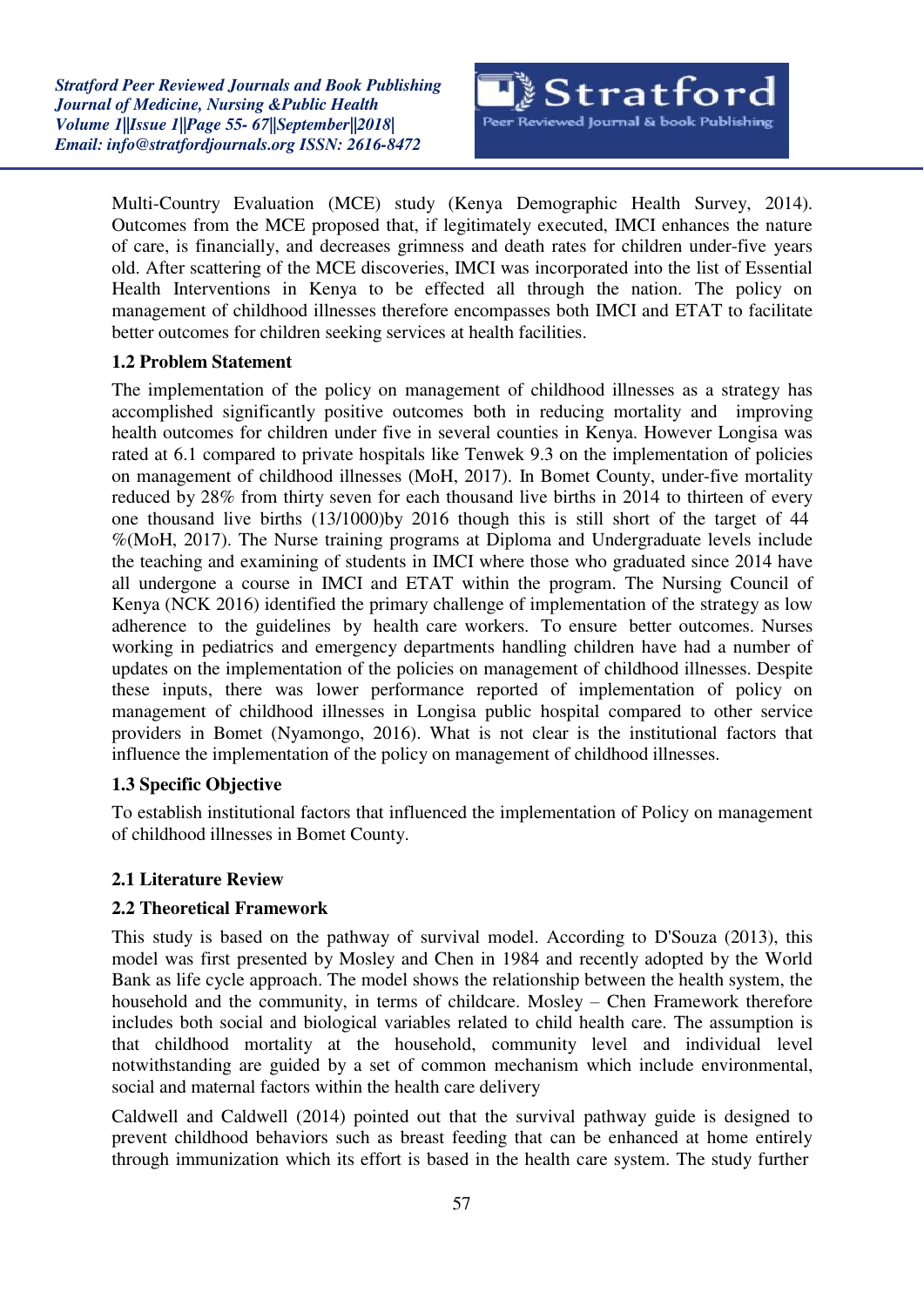Multi-Country Evaluation (MCE) study (Kenya Demographic Health Survey, 2014). Outcomes from the MCE proposed that, if legitimately executed, IMCI enhances the nature of care, is financially, and decreases grimness and death rates for children under-five years old. After scattering of the MCE discoveries, IMCI was incorporated into the list of Essential Health Interventions in Kenya to be effected all through the nation. The policy on management of childhood illnesses therefore encompasses both IMCI and ETAT to facilitate better outcomes for children seeking services at health facilities.

### 1.2 Problem Statement

The implementation of the policy on management of childhood illnesses as a strategy has accomplished significantly positive outcomes both in reducing mortality and improving health outcomes for children under five in several counties in Kenya. However Longisa was rated at 6.1 compared to private hospitals like Tenwek 9.3 on the implementation of policies on management of childhood illnesses (MoH, 2017). In Bomet County, under-five mortality reduced by 28% from thirty seven for each thousand live births in 2014 to thirteen of every one thousand live births (13/1000)by 2016 though this is still short of the target of 44 %(MoH, 2017). The Nurse training programs at Diploma and Undergraduate levels include the teaching and examining of students in IMCI where those who graduated since 2014 have all undergone a course in IMCI and ETAT within the program. The Nursing Council of Kenya (NCK 2016) identified the primary challenge of implementation of the strategy as low adherence to the guidelines by health care workers. To ensure better outcomes. Nurses working in pediatrics and emergency departments handling children have had a number of updates on the implementation of the policies on management of childhood illnesses. Despite these inputs, there was lower performance reported of implementation of policy on management of childhood illnesses in Longisa public hospital compared to other service providers in Bomet (Nyamongo, 2016). What is not clear is the institutional factors that influence the implementation of the policy on management of childhood illnesses.

### 1.3 Specific Objective

To establish institutional factors that influenced the implementation of Policy on management of childhood illnesses in Bomet County.

## 2.1 Literature Review

### 2.2 Theoretical Framework

This study is based on the pathway of survival model. According to D'Souza (2013), this model was first presented by Mosley and Chen in 1984 and recently adopted by the World Bank as life cycle approach. The model shows the relationship between the health system, the household and the community, in terms of childcare. Mosley – Chen Framework therefore includes both social and biological variables related to child health care. The assumption is that childhood mortality at the household, community level and individual level notwithstanding are guided by a set of common mechanism which include environmental, social and maternal factors within the health care delivery

Caldwell and Caldwell (2014) pointed out that the survival pathway guide is designed to prevent childhood behaviors such as breast feeding that can be enhanced at home entirely through immunization which its effort is based in the health care system. The study further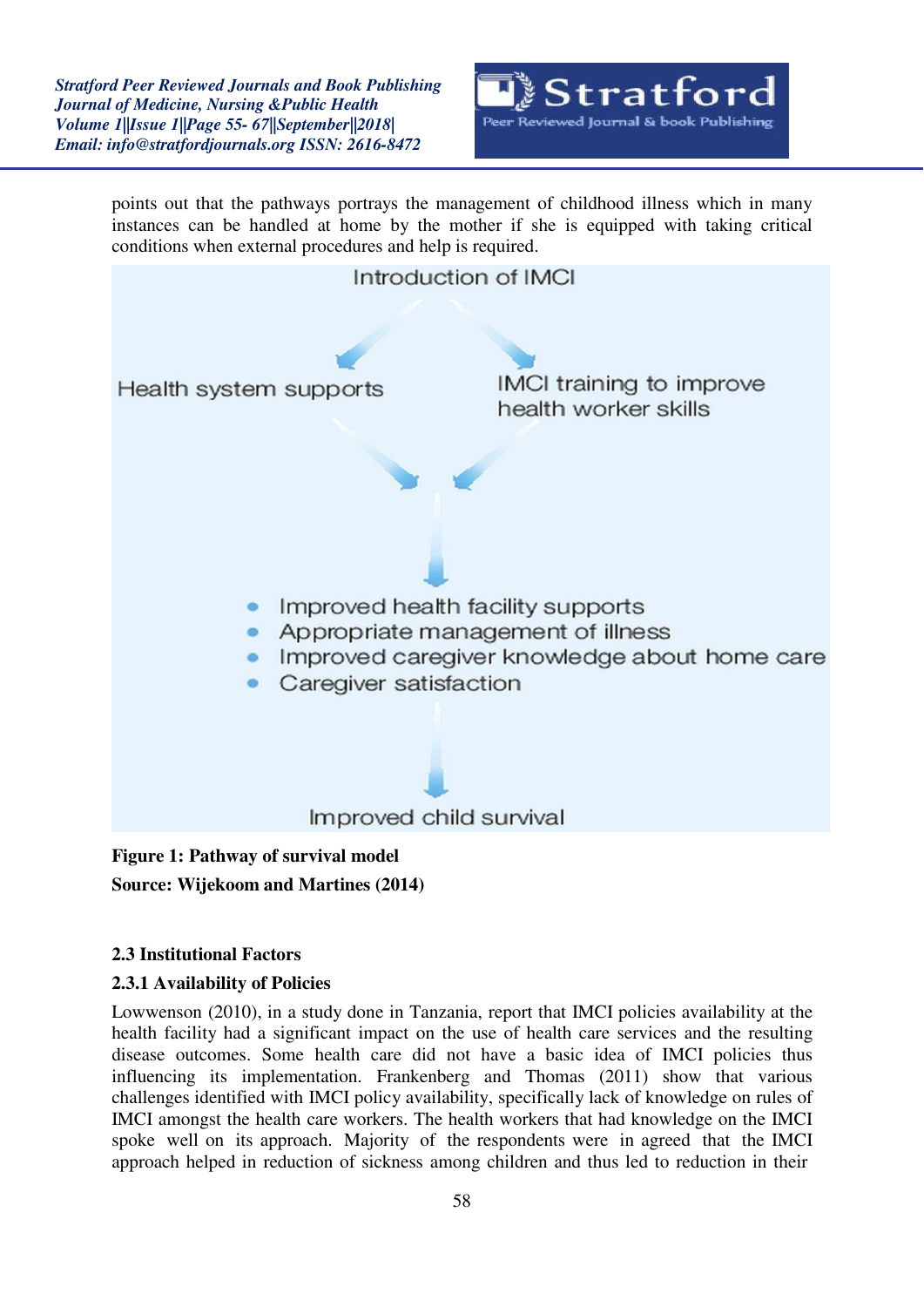points out that the pathways portrays the management of childhood illness which in many instances can be handled at home by the mother if she is equipped with taking critical conditions when external procedures and help is required.

Introduction of IMCI

Health system supports

IMCI training to improve health worker skills

- Improved health facility supports
- Appropriate management of illness
- Improved caregiver knowledge about home care
- Caregiver satisfaction

Improved child survival

**Figure 1: Pathway of survival model**

**Source: Wijekoom and Martines (2014)**

### 2.3 Institutional Factors

### 2.3.1 Availability of Policies

Lowwenson (2010), in a study done in Tanzania, report that IMCI policies availability at the health facility had a significant impact on the use of health care services and the resulting disease outcomes. Some health care did not have a basic idea of IMCI policies thus influencing its implementation. Frankenberg and Thomas (2011) show that various challenges identified with IMCI policy availability, specifically lack of knowledge on rules of IMCI amongst the health care workers. The health workers that had knowledge on the IMCI spoke well on its approach. Majority of the respondents were in agreed that the IMCI approach helped in reduction of sickness among children and thus led to reduction in their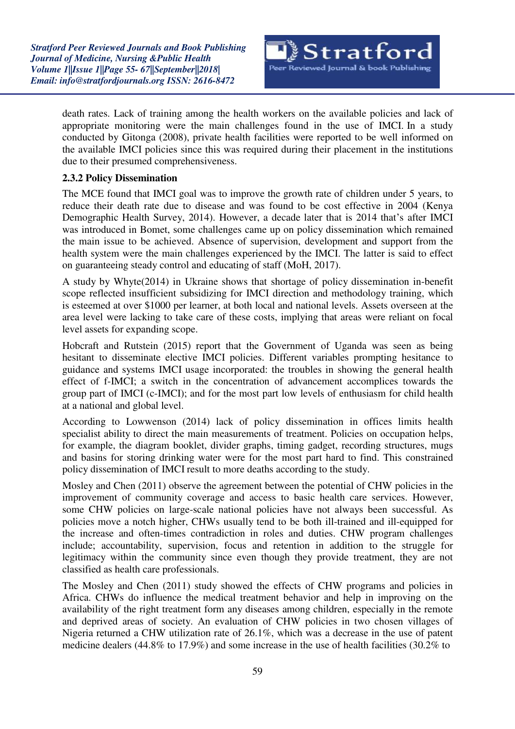death rates. Lack of training among the health workers on the available policies and lack of appropriate monitoring were the main challenges found in the use of IMCI. In a study conducted by Gitonga (2008), private health facilities were reported to be well informed on the available IMCI policies since this was required during their placement in the institutions due to their presumed comprehensiveness.

### 2.3.2 Policy Dissemination

The MCE found that IMCI goal was to improve the growth rate of children under 5 years, to reduce their death rate due to disease and was found to be cost effective in 2004 (Kenya Demographic Health Survey, 2014). However, a decade later that is 2014 that's after IMCI was introduced in Bomet, some challenges came up on policy dissemination which remained the main issue to be achieved. Absence of supervision, development and support from the health system were the main challenges experienced by the IMCI. The latter is said to effect on guaranteeing steady control and educating of staff (MoH, 2017).

A study by Whyte(2014) in Ukraine shows that shortage of policy dissemination in-benefit scope reflected insufficient subsidizing for IMCI direction and methodology training, which is esteemed at over $1000 per learner, at both local and national levels. Assets overseen at the area level were lacking to take care of these costs, implying that areas were reliant on focal level assets for expanding scope.

Hobcraft and Rutstein (2015) report that the Government of Uganda was seen as being hesitant to disseminate elective IMCI policies. Different variables prompting hesitance to guidance and systems IMCI usage incorporated: the troubles in showing the general health effect of f-IMCI; a switch in the concentration of advancement accomplices towards the group part of IMCI (c-IMCI); and for the most part low levels of enthusiasm for child health at a national and global level.

According to Lowwenson (2014) lack of policy dissemination in offices limits health specialist ability to direct the main measurements of treatment. Policies on occupation helps, for example, the diagram booklet, divider graphs, timing gadget, recording structures, mugs and basins for storing drinking water were for the most part hard to find. This constrained policy dissemination of IMCI result to more deaths according to the study.

Mosley and Chen (2011) observe the agreement between the potential of CHW policies in the improvement of community coverage and access to basic health care services. However, some CHW policies on large-scale national policies have not always been successful. As policies move a notch higher, CHWs usually tend to be both ill-trained and ill-equipped for the increase and often-times contradiction in roles and duties. CHW program challenges include; accountability, supervision, focus and retention in addition to the struggle for legitimacy within the community since even though they provide treatment, they are not classified as health care professionals.

The Mosley and Chen (2011) study showed the effects of CHW programs and policies in Africa. CHWs do influence the medical treatment behavior and help in improving on the availability of the right treatment form any diseases among children, especially in the remote and deprived areas of society. An evaluation of CHW policies in two chosen villages of Nigeria returned a CHW utilization rate of 26.1%, which was a decrease in the use of patent medicine dealers (44.8% to 17.9%) and some increase in the use of health facilities (30.2% to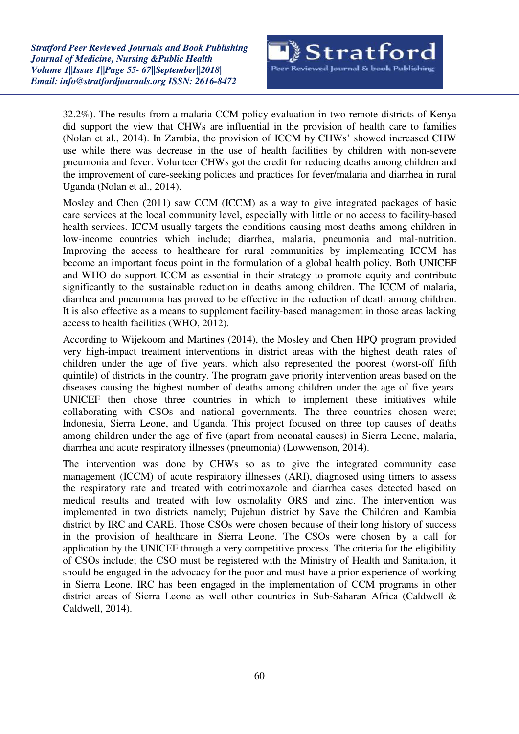32.2%). The results from a malaria CCM policy evaluation in two remote districts of Kenya did support the view that CHWs are influential in the provision of health care to families (Nolan et al., 2014). In Zambia, the provision of ICCM by CHWs' showed increased CHW use while there was decrease in the use of health facilities by children with non-severe pneumonia and fever. Volunteer CHWs got the credit for reducing deaths among children and the improvement of care-seeking policies and practices for fever/malaria and diarrhea in rural Uganda (Nolan et al., 2014).

Mosley and Chen (2011) saw CCM (ICCM) as a way to give integrated packages of basic care services at the local community level, especially with little or no access to facility-based health services. ICCM usually targets the conditions causing most deaths among children in low-income countries which include; diarrhea, malaria, pneumonia and mal-nutrition. Improving the access to healthcare for rural communities by implementing ICCM has become an important focus point in the formulation of a global health policy. Both UNICEF and WHO do support ICCM as essential in their strategy to promote equity and contribute significantly to the sustainable reduction in deaths among children. The ICCM of malaria, diarrhea and pneumonia has proved to be effective in the reduction of death among children. It is also effective as a means to supplement facility-based management in those areas lacking access to health facilities (WHO, 2012).

According to Wijekoom and Martines (2014), the Mosley and Chen HPQ program provided very high-impact treatment interventions in district areas with the highest death rates of children under the age of five years, which also represented the poorest (worst-off fifth quintile) of districts in the country. The program gave priority intervention areas based on the diseases causing the highest number of deaths among children under the age of five years. UNICEF then chose three countries in which to implement these initiatives while collaborating with CSOs and national governments. The three countries chosen were; Indonesia, Sierra Leone, and Uganda. This project focused on three top causes of deaths among children under the age of five (apart from neonatal causes) in Sierra Leone, malaria, diarrhea and acute respiratory illnesses (pneumonia) (Lowwenson, 2014).

The intervention was done by CHWs so as to give the integrated community case management (ICCM) of acute respiratory illnesses (ARI), diagnosed using timers to assess the respiratory rate and treated with cotrimoxazole and diarrhea cases detected based on medical results and treated with low osmolality ORS and zinc. The intervention was implemented in two districts namely; Pujehun district by Save the Children and Kambia district by IRC and CARE. Those CSOs were chosen because of their long history of success in the provision of healthcare in Sierra Leone. The CSOs were chosen by a call for application by the UNICEF through a very competitive process. The criteria for the eligibility of CSOs include; the CSO must be registered with the Ministry of Health and Sanitation, it should be engaged in the advocacy for the poor and must have a prior experience of working in Sierra Leone. IRC has been engaged in the implementation of CCM programs in other district areas of Sierra Leone as well other countries in Sub-Saharan Africa (Caldwell & Caldwell, 2014).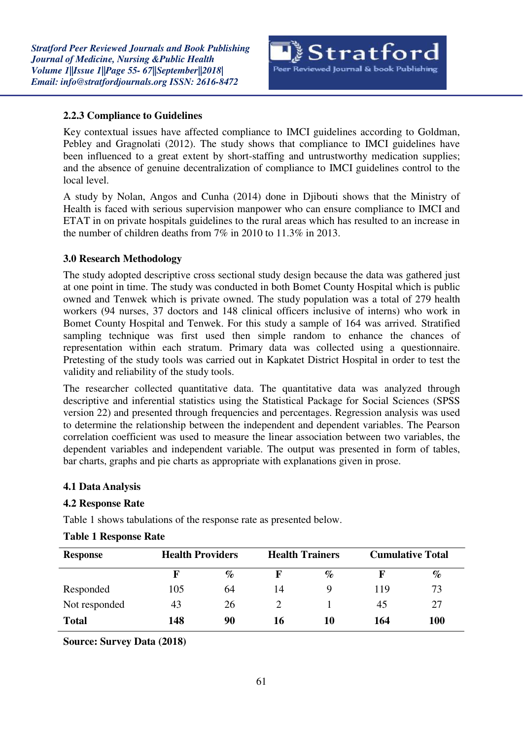### 2.2.3 Compliance to Guidelines

Key contextual issues have affected compliance to IMCI guidelines according to Goldman, Pebley and Gragnolati (2012). The study shows that compliance to IMCI guidelines have been influenced to a great extent by short-staffing and untrustworthy medication supplies; and the absence of genuine decentralization of compliance to IMCI guidelines control to the local level.

A study by Nolan, Angos and Cunha (2014) done in Djibouti shows that the Ministry of Health is faced with serious supervision manpower who can ensure compliance to IMCI and ETAT in on private hospitals guidelines to the rural areas which has resulted to an increase in the number of children deaths from 7% in 2010 to 11.3% in 2013.

## 3.0 Research Methodology

The study adopted descriptive cross sectional study design because the data was gathered just at one point in time. The study was conducted in both Bomet County Hospital which is public owned and Tenwek which is private owned. The study population was a total of 279 health workers (94 nurses, 37 doctors and 148 clinical officers inclusive of interns) who work in Bomet County Hospital and Tenwek. For this study a sample of 164 was arrived. Stratified sampling technique was first used then simple random to enhance the chances of representation within each stratum. Primary data was collected using a questionnaire. Pretesting of the study tools was carried out in Kapkatet District Hospital in order to test the validity and reliability of the study tools.

The researcher collected quantitative data. The quantitative data was analyzed through descriptive and inferential statistics using the Statistical Package for Social Sciences (SPSS version 22) and presented through frequencies and percentages. Regression analysis was used to determine the relationship between the independent and dependent variables. The Pearson correlation coefficient was used to measure the linear association between two variables, the dependent variables and independent variable. The output was presented in form of tables, bar charts, graphs and pie charts as appropriate with explanations given in prose.

## 4.1 Data Analysis

### 4.2 Response Rate

Table 1 shows tabulations of the response rate as presented below.

**Table 1 Response Rate**

| Response | Health Providers | | Health Trainers | | Cumulative Total | |
|---|---|---|---|---|---|---|
| | F | % | F | % | F | % |
| Responded | 105 | 64 | 14 | 9 | 119 | 73 |
| Not responded | 43 | 26 | 2 | 1 | 45 | 27 |
| **Total** | **148** | **90** | **16** | **10** | **164** | **100** |

**Source: Survey Data (2018)**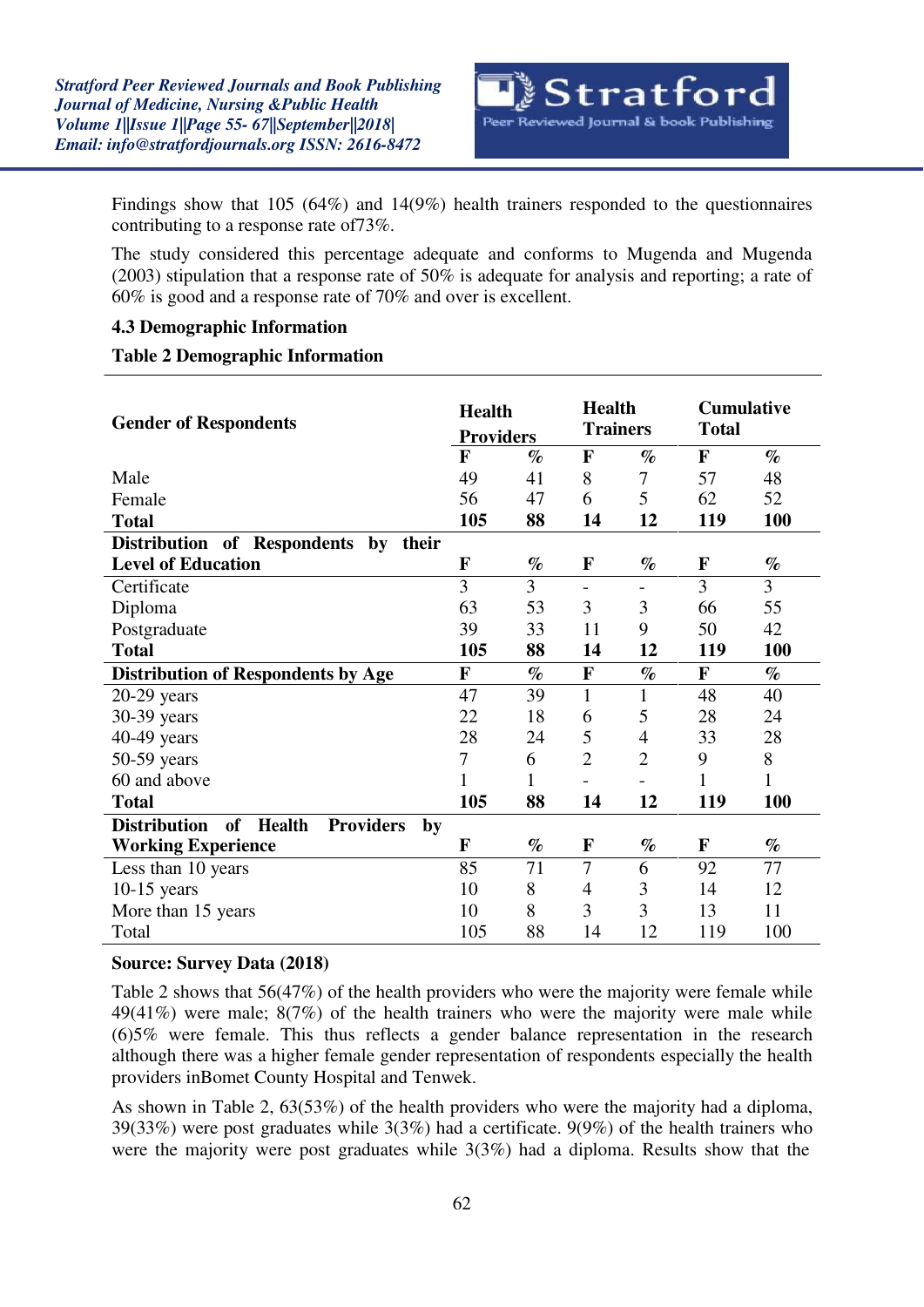Findings show that 105 (64%) and 14(9%) health trainers responded to the questionnaires contributing to a response rate of73%.

The study considered this percentage adequate and conforms to Mugenda and Mugenda (2003) stipulation that a response rate of 50% is adequate for analysis and reporting; a rate of 60% is good and a response rate of 70% and over is excellent.

### 4.3 Demographic Information

**Table 2 Demographic Information**

| Gender of Respondents | Health Providers | | Health Trainers | | Cumulative Total | |
|---|---|---|---|---|---|---|
| | **F** | **%** | **F** | **%** | **F** | **%** |
| Male | 49 | 41 | 8 | 7 | 57 | 48 |
| Female | 56 | 47 | 6 | 5 | 62 | 52 |
| **Total** | **105** | **88** | **14** | **12** | **119** | **100** |
| **Distribution of Respondents by their Level of Education** | **F** | **%** | **F** | **%** | **F** | **%** |
| Certificate | 3 | 3 | - | - | 3 | 3 |
| Diploma | 63 | 53 | 3 | 3 | 66 | 55 |
| Postgraduate | 39 | 33 | 11 | 9 | 50 | 42 |
| **Total** | **105** | **88** | **14** | **12** | **119** | **100** |
| **Distribution of Respondents by Age** | **F** | **%** | **F** | **%** | **F** | **%** |
| 20-29 years | 47 | 39 | 1 | 1 | 48 | 40 |
| 30-39 years | 22 | 18 | 6 | 5 | 28 | 24 |
| 40-49 years | 28 | 24 | 5 | 4 | 33 | 28 |
| 50-59 years | 7 | 6 | 2 | 2 | 9 | 8 |
| 60 and above | 1 | 1 | - | - | 1 | 1 |
| **Total** | **105** | **88** | **14** | **12** | **119** | **100** |
| **Distribution of Health Providers by Working Experience** | **F** | **%** | **F** | **%** | **F** | **%** |
| Less than 10 years | 85 | 71 | 7 | 6 | 92 | 77 |
| 10-15 years | 10 | 8 | 4 | 3 | 14 | 12 |
| More than 15 years | 10 | 8 | 3 | 3 | 13 | 11 |
| Total | 105 | 88 | 14 | 12 | 119 | 100 |

**Source: Survey Data (2018)**

Table 2 shows that 56(47%) of the health providers who were the majority were female while 49(41%) were male; 8(7%) of the health trainers who were the majority were male while (6)5% were female. This thus reflects a gender balance representation in the research although there was a higher female gender representation of respondents especially the health providers inBomet County Hospital and Tenwek.

As shown in Table 2, 63(53%) of the health providers who were the majority had a diploma, 39(33%) were post graduates while 3(3%) had a certificate. 9(9%) of the health trainers who were the majority were post graduates while 3(3%) had a diploma. Results show that the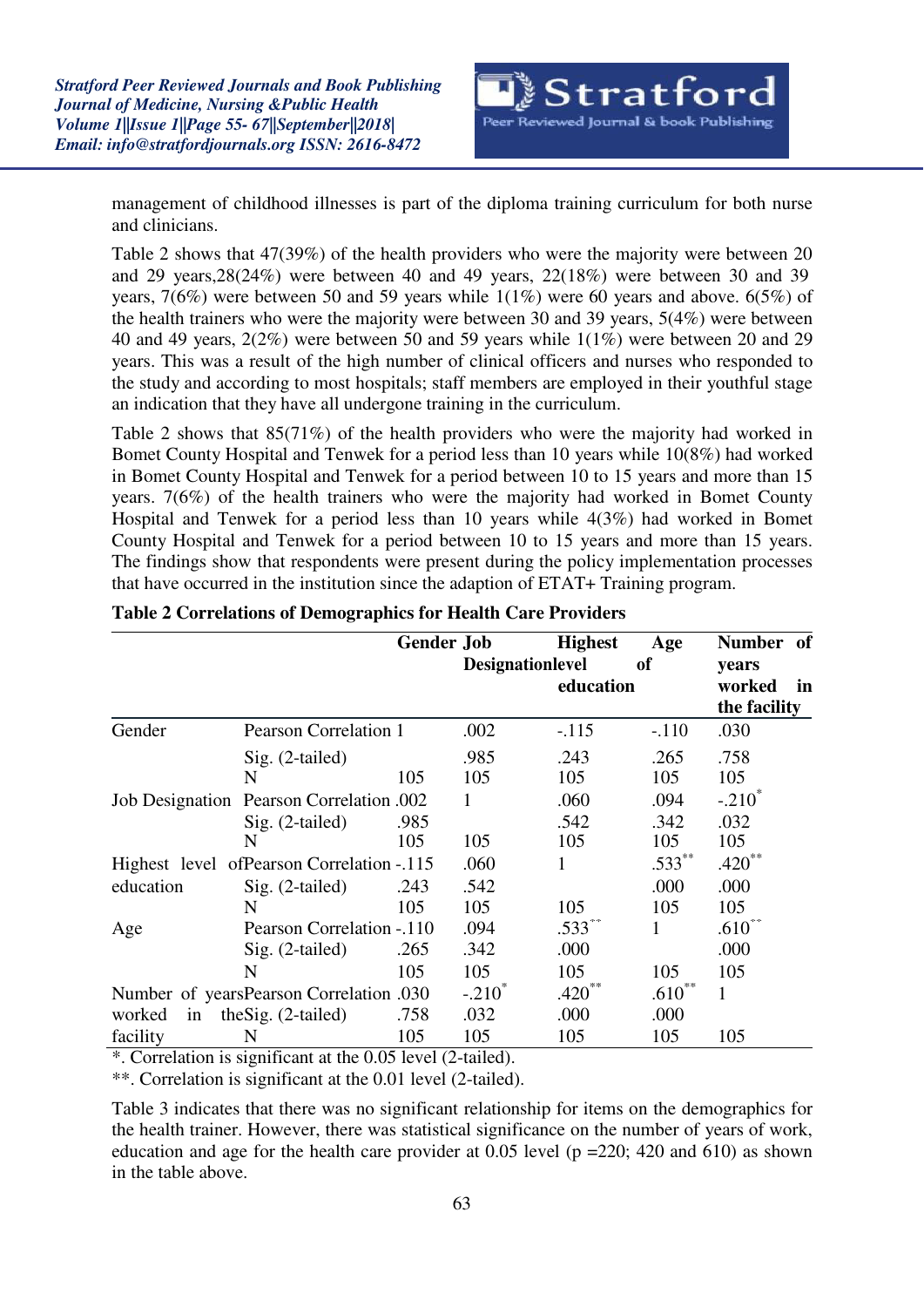management of childhood illnesses is part of the diploma training curriculum for both nurse and clinicians.

Table 2 shows that 47(39%) of the health providers who were the majority were between 20 and 29 years,28(24%) were between 40 and 49 years, 22(18%) were between 30 and 39 years, 7(6%) were between 50 and 59 years while 1(1%) were 60 years and above. 6(5%) of the health trainers who were the majority were between 30 and 39 years, 5(4%) were between 40 and 49 years, 2(2%) were between 50 and 59 years while 1(1%) were between 20 and 29 years. This was a result of the high number of clinical officers and nurses who responded to the study and according to most hospitals; staff members are employed in their youthful stage an indication that they have all undergone training in the curriculum.

Table 2 shows that 85(71%) of the health providers who were the majority had worked in Bomet County Hospital and Tenwek for a period less than 10 years while 10(8%) had worked in Bomet County Hospital and Tenwek for a period between 10 to 15 years and more than 15 years. 7(6%) of the health trainers who were the majority had worked in Bomet County Hospital and Tenwek for a period less than 10 years while 4(3%) had worked in Bomet County Hospital and Tenwek for a period between 10 to 15 years and more than 15 years. The findings show that respondents were present during the policy implementation processes that have occurred in the institution since the adaption of ETAT+ Training program.

**Table 2 Correlations of Demographics for Health Care Providers**

| | | Gender | Job Designation | Highest level of education | Age | Number of years worked in the facility |
|---|---|---|---|---|---|---|
| Gender | Pearson Correlation | 1 | .002 | -.115 | -.110 | .030 |
| | Sig. (2-tailed) | | .985 | .243 | .265 | .758 |
| | N | 105 | 105 | 105 | 105 | 105 |
| Job Designation | Pearson Correlation | .002 | 1 | .060 | .094 | -.210* |
| | Sig. (2-tailed) | .985 | | .542 | .342 | .032 |
| | N | 105 | 105 | 105 | 105 | 105 |
| Highest level of education | Pearson Correlation | -.115 | .060 | 1 | .533** | .420** |
| | Sig. (2-tailed) | .243 | .542 | | .000 | .000 |
| | N | 105 | 105 | 105 | 105 | 105 |
| Age | Pearson Correlation | -.110 | .094 | .533** | 1 | .610** |
| | Sig. (2-tailed) | .265 | .342 | .000 | | .000 |
| | N | 105 | 105 | 105 | 105 | 105 |
| Number of years worked in the facility | Pearson Correlation | .030 | -.210* | .420** | .610** | 1 |
| | Sig. (2-tailed) | .758 | .032 | .000 | .000 | |
| | N | 105 | 105 | 105 | 105 | 105 |

*. Correlation is significant at the 0.05 level (2-tailed).

**. Correlation is significant at the 0.01 level (2-tailed).

Table 3 indicates that there was no significant relationship for items on the demographics for the health trainer. However, there was statistical significance on the number of years of work, education and age for the health care provider at 0.05 level (p =220; 420 and 610) as shown in the table above.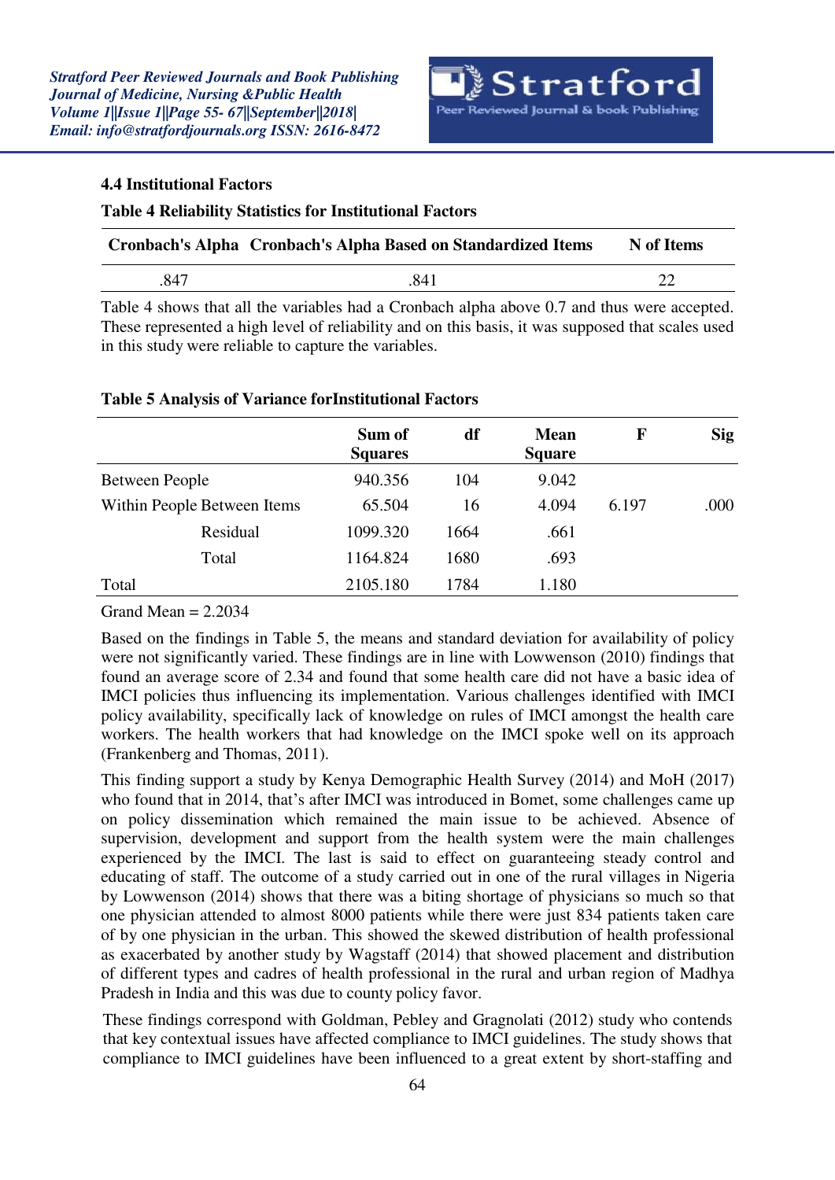### 4.4 Institutional Factors

**Table 4 Reliability Statistics for Institutional Factors**

| Cronbach's Alpha | Cronbach's Alpha Based on Standardized Items | N of Items |
|---|---|---|
| .847 | .841 | 22 |

Table 4 shows that all the variables had a Cronbach alpha above 0.7 and thus were accepted. These represented a high level of reliability and on this basis, it was supposed that scales used in this study were reliable to capture the variables.

**Table 5 Analysis of Variance forInstitutional Factors**

| | | Sum of Squares | df | Mean Square | F | Sig |
|---|---|---|---|---|---|---|
| Between People | | 940.356 | 104 | 9.042 | | |
| Within People | Between Items | 65.504 | 16 | 4.094 | 6.197 | .000 |
| | Residual | 1099.320 | 1664 | .661 | | |
| | Total | 1164.824 | 1680 | .693 | | |
| Total | | 2105.180 | 1784 | 1.180 | | |

Grand Mean = 2.2034

Based on the findings in Table 5, the means and standard deviation for availability of policy were not significantly varied. These findings are in line with Lowwenson (2010) findings that found an average score of 2.34 and found that some health care did not have a basic idea of IMCI policies thus influencing its implementation. Various challenges identified with IMCI policy availability, specifically lack of knowledge on rules of IMCI amongst the health care workers. The health workers that had knowledge on the IMCI spoke well on its approach (Frankenberg and Thomas, 2011).

This finding support a study by Kenya Demographic Health Survey (2014) and MoH (2017) who found that in 2014, that's after IMCI was introduced in Bomet, some challenges came up on policy dissemination which remained the main issue to be achieved. Absence of supervision, development and support from the health system were the main challenges experienced by the IMCI. The last is said to effect on guaranteeing steady control and educating of staff. The outcome of a study carried out in one of the rural villages in Nigeria by Lowwenson (2014) shows that there was a biting shortage of physicians so much so that one physician attended to almost 8000 patients while there were just 834 patients taken care of by one physician in the urban. This showed the skewed distribution of health professional as exacerbated by another study by Wagstaff (2014) that showed placement and distribution of different types and cadres of health professional in the rural and urban region of Madhya Pradesh in India and this was due to county policy favor.

These findings correspond with Goldman, Pebley and Gragnolati (2012) study who contends that key contextual issues have affected compliance to IMCI guidelines. The study shows that compliance to IMCI guidelines have been influenced to a great extent by short-staffing and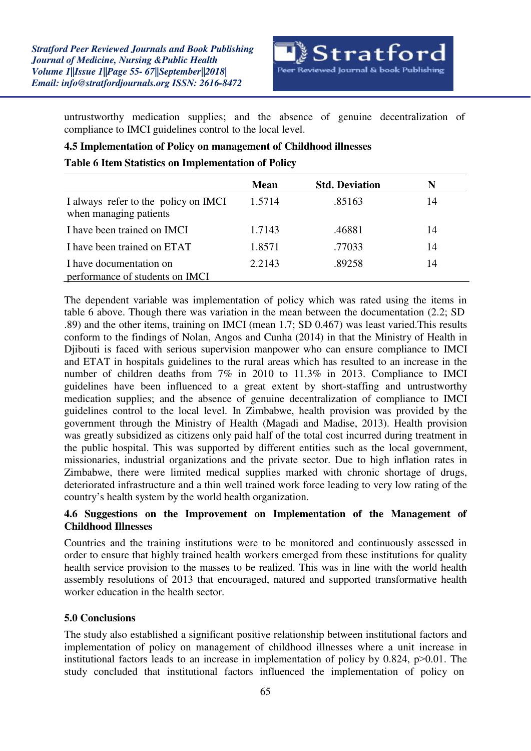untrustworthy medication supplies; and the absence of genuine decentralization of compliance to IMCI guidelines control to the local level.

### 4.5 Implementation of Policy on management of Childhood illnesses

**Table 6 Item Statistics on Implementation of Policy**

| | Mean | Std. Deviation | N |
|---|---|---|---|
| I always refer to the policy on IMCI when managing patients | 1.5714 | .85163 | 14 |
| I have been trained on IMCI | 1.7143 | .46881 | 14 |
| I have been trained on ETAT | 1.8571 | .77033 | 14 |
| I have documentation on performance of students on IMCI | 2.2143 | .89258 | 14 |

The dependent variable was implementation of policy which was rated using the items in table 6 above. Though there was variation in the mean between the documentation (2.2; SD .89) and the other items, training on IMCI (mean 1.7; SD 0.467) was least varied.This results conform to the findings of Nolan, Angos and Cunha (2014) in that the Ministry of Health in Djibouti is faced with serious supervision manpower who can ensure compliance to IMCI and ETAT in hospitals guidelines to the rural areas which has resulted to an increase in the number of children deaths from 7% in 2010 to 11.3% in 2013. Compliance to IMCI guidelines have been influenced to a great extent by short-staffing and untrustworthy medication supplies; and the absence of genuine decentralization of compliance to IMCI guidelines control to the local level. In Zimbabwe, health provision was provided by the government through the Ministry of Health (Magadi and Madise, 2013). Health provision was greatly subsidized as citizens only paid half of the total cost incurred during treatment in the public hospital. This was supported by different entities such as the local government, missionaries, industrial organizations and the private sector. Due to high inflation rates in Zimbabwe, there were limited medical supplies marked with chronic shortage of drugs, deteriorated infrastructure and a thin well trained work force leading to very low rating of the country's health system by the world health organization.

### 4.6 Suggestions on the Improvement on Implementation of the Management of Childhood Illnesses

Countries and the training institutions were to be monitored and continuously assessed in order to ensure that highly trained health workers emerged from these institutions for quality health service provision to the masses to be realized. This was in line with the world health assembly resolutions of 2013 that encouraged, natured and supported transformative health worker education in the health sector.

## 5.0 Conclusions

The study also established a significant positive relationship between institutional factors and implementation of policy on management of childhood illnesses where a unit increase in institutional factors leads to an increase in implementation of policy by 0.824, $p>0.01$. The study concluded that institutional factors influenced the implementation of policy on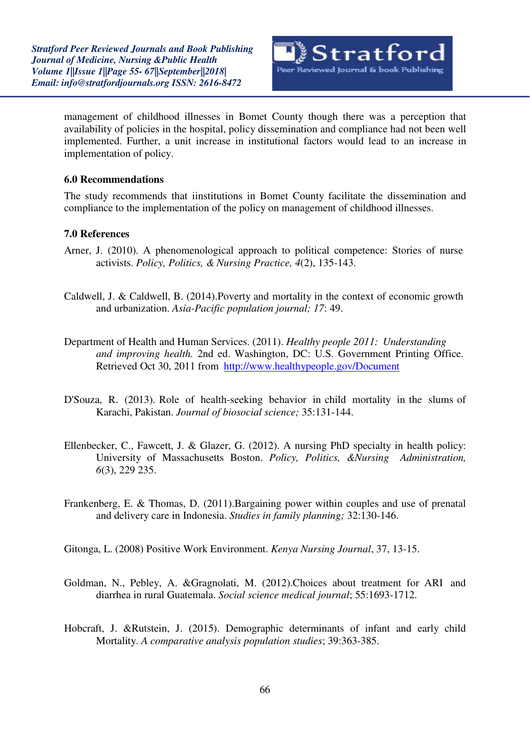management of childhood illnesses in Bomet County though there was a perception that availability of policies in the hospital, policy dissemination and compliance had not been well implemented. Further, a unit increase in institutional factors would lead to an increase in implementation of policy.

## 6.0 Recommendations

The study recommends that iinstitutions in Bomet County facilitate the dissemination and compliance to the implementation of the policy on management of childhood illnesses.

## 7.0 References

Arner, J. (2010). A phenomenological approach to political competence: Stories of nurse activists. *Policy, Politics, & Nursing Practice, 4*(2), 135-143.

Caldwell, J. & Caldwell, B. (2014).Poverty and mortality in the context of economic growth and urbanization. *Asia-Pacific population journal; 17*: 49.

Department of Health and Human Services. (2011). *Healthy people 2011: Understanding and improving health.* 2nd ed. Washington, DC: U.S. Government Printing Office. Retrieved Oct 30, 2011 from http://www.healthypeople.gov/Document

D'Souza, R. (2013). Role of health-seeking behavior in child mortality in the slums of Karachi, Pakistan. *Journal of biosocial science;* 35:131-144.

Ellenbecker, C., Fawcett, J. & Glazer, G. (2012). A nursing PhD specialty in health policy: University of Massachusetts Boston. *Policy, Politics, &Nursing Administration, 6*(3), 229 235.

Frankenberg, E. & Thomas, D. (2011).Bargaining power within couples and use of prenatal and delivery care in Indonesia. *Studies in family planning;* 32:130-146.

Gitonga, L. (2008) Positive Work Environment. *Kenya Nursing Journal*, 37, 13-15.

Goldman, N., Pebley, A. &Gragnolati, M. (2012).Choices about treatment for ARI and diarrhea in rural Guatemala. *Social science medical journal*; 55:1693-1712.

Hobcraft, J. &Rutstein, J. (2015). Demographic determinants of infant and early child Mortality. *A comparative analysis population studies*; 39:363-385.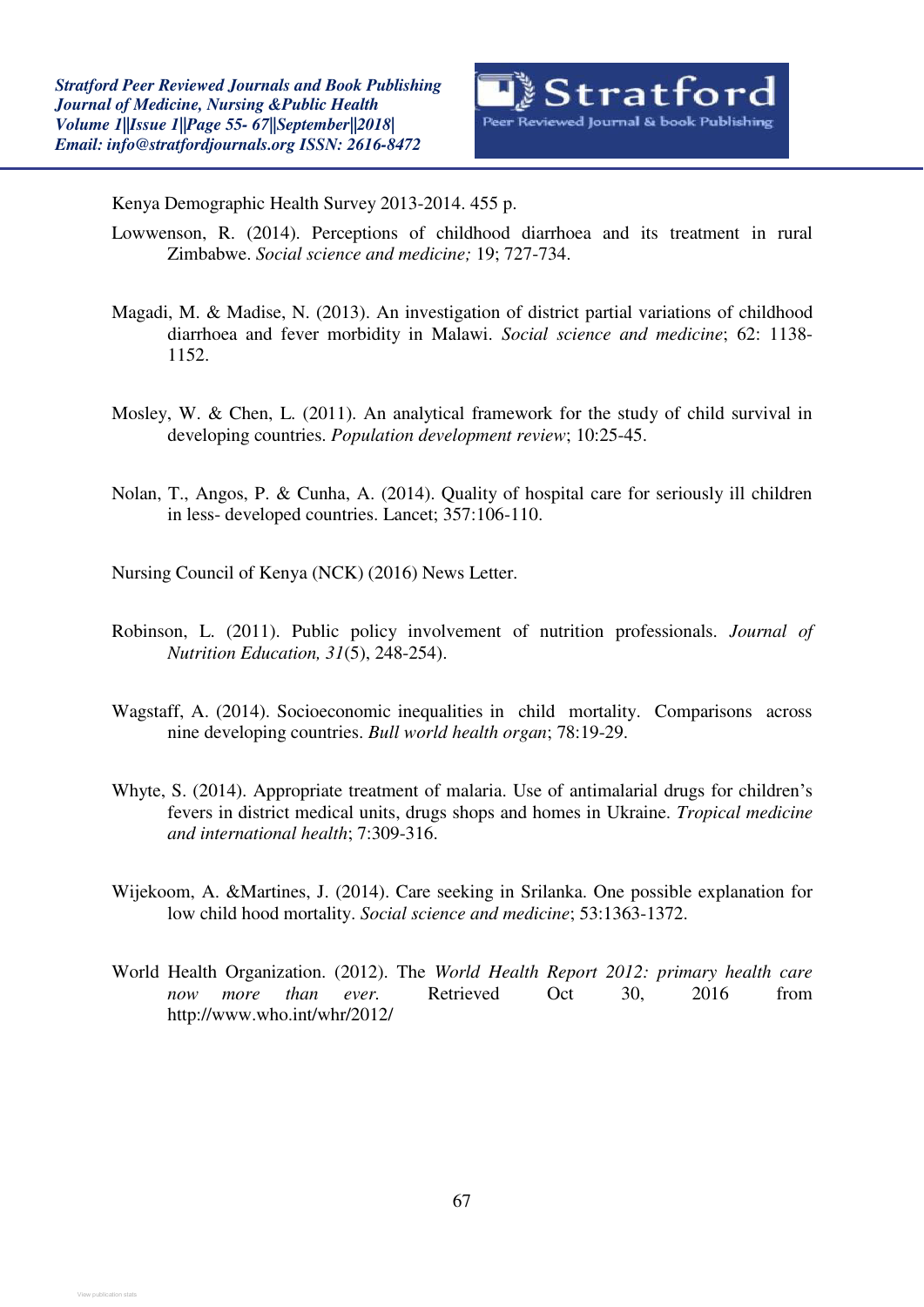Kenya Demographic Health Survey 2013-2014. 455 p.

Lowwenson, R. (2014). Perceptions of childhood diarrhoea and its treatment in rural Zimbabwe. *Social science and medicine;* 19; 727-734.

Magadi, M. & Madise, N. (2013). An investigation of district partial variations of childhood diarrhoea and fever morbidity in Malawi. *Social science and medicine*; 62: 1138-1152.

Mosley, W. & Chen, L. (2011). An analytical framework for the study of child survival in developing countries. *Population development review*; 10:25-45.

Nolan, T., Angos, P. & Cunha, A. (2014). Quality of hospital care for seriously ill children in less- developed countries. Lancet; 357:106-110.

Nursing Council of Kenya (NCK) (2016) News Letter.

Robinson, L. (2011). Public policy involvement of nutrition professionals. *Journal of Nutrition Education, 31*(5), 248-254).

Wagstaff, A. (2014). Socioeconomic inequalities in child mortality. Comparisons across nine developing countries. *Bull world health organ*; 78:19-29.

Whyte, S. (2014). Appropriate treatment of malaria. Use of antimalarial drugs for children's fevers in district medical units, drugs shops and homes in Ukraine. *Tropical medicine and international health*; 7:309-316.

Wijekoom, A. &Martines, J. (2014). Care seeking in Srilanka. One possible explanation for low child hood mortality. *Social science and medicine*; 53:1363-1372.

World Health Organization. (2012). The *World Health Report 2012: primary health care now more than ever.* Retrieved Oct 30, 2016 from http://www.who.int/whr/2012/